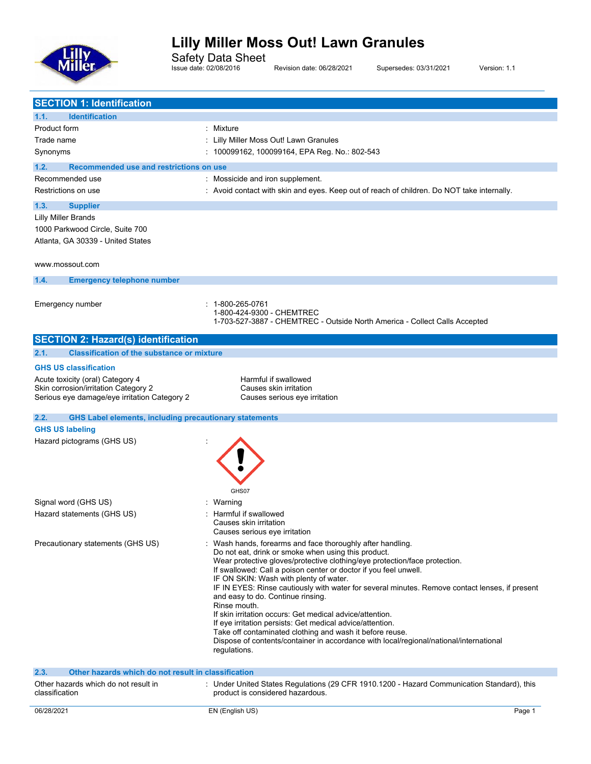# Lilly Miller Moss Out! Lawn Granules

Safety Data Sheet

Issue date: 02/08/2016 Revision date: 06/28/2021 Supersedes: 03/31/2021 Version: 1.1

## SECTION 1: Identification

### 1.1. Identification

| | |
|---|---|
| Product form | : Mixture |
| Trade name | : Lilly Miller Moss Out! Lawn Granules |
| Synonyms | : 100099162, 100099164, EPA Reg. No.: 802-543 |

### 1.2. Recommended use and restrictions on use

| | |
|---|---|
| Recommended use | : Mossicide and iron supplement. |
| Restrictions on use | : Avoid contact with skin and eyes. Keep out of reach of children. Do NOT take internally. |

### 1.3. Supplier

Lilly Miller Brands
1000 Parkwood Circle, Suite 700
Atlanta, GA 30339 - United States

www.mossout.com

### 1.4. Emergency telephone number

Emergency number : 1-800-265-0761
1-800-424-9300 - CHEMTREC
1-703-527-3887 - CHEMTREC - Outside North America - Collect Calls Accepted

## SECTION 2: Hazard(s) identification

### 2.1. Classification of the substance or mixture

**GHS US classification**

| | |
|---|---|
| Acute toxicity (oral) Category 4 | Harmful if swallowed |
| Skin corrosion/irritation Category 2 | Causes skin irritation |
| Serious eye damage/eye irritation Category 2 | Causes serious eye irritation |

### 2.2. GHS Label elements, including precautionary statements

**GHS US labeling**

Hazard pictograms (GHS US) :

GHS07

Signal word (GHS US) : Warning

Hazard statements (GHS US) : Harmful if swallowed
Causes skin irritation
Causes serious eye irritation

Precautionary statements (GHS US) : Wash hands, forearms and face thoroughly after handling.
Do not eat, drink or smoke when using this product.
Wear protective gloves/protective clothing/eye protection/face protection.
If swallowed: Call a poison center or doctor if you feel unwell.
IF ON SKIN: Wash with plenty of water.
IF IN EYES: Rinse cautiously with water for several minutes. Remove contact lenses, if present and easy to do. Continue rinsing.
Rinse mouth.
If skin irritation occurs: Get medical advice/attention.
If eye irritation persists: Get medical advice/attention.
Take off contaminated clothing and wash it before reuse.
Dispose of contents/container in accordance with local/regional/national/international regulations.

### 2.3. Other hazards which do not result in classification

Other hazards which do not result in classification : Under United States Regulations (29 CFR 1910.1200 - Hazard Communication Standard), this product is considered hazardous.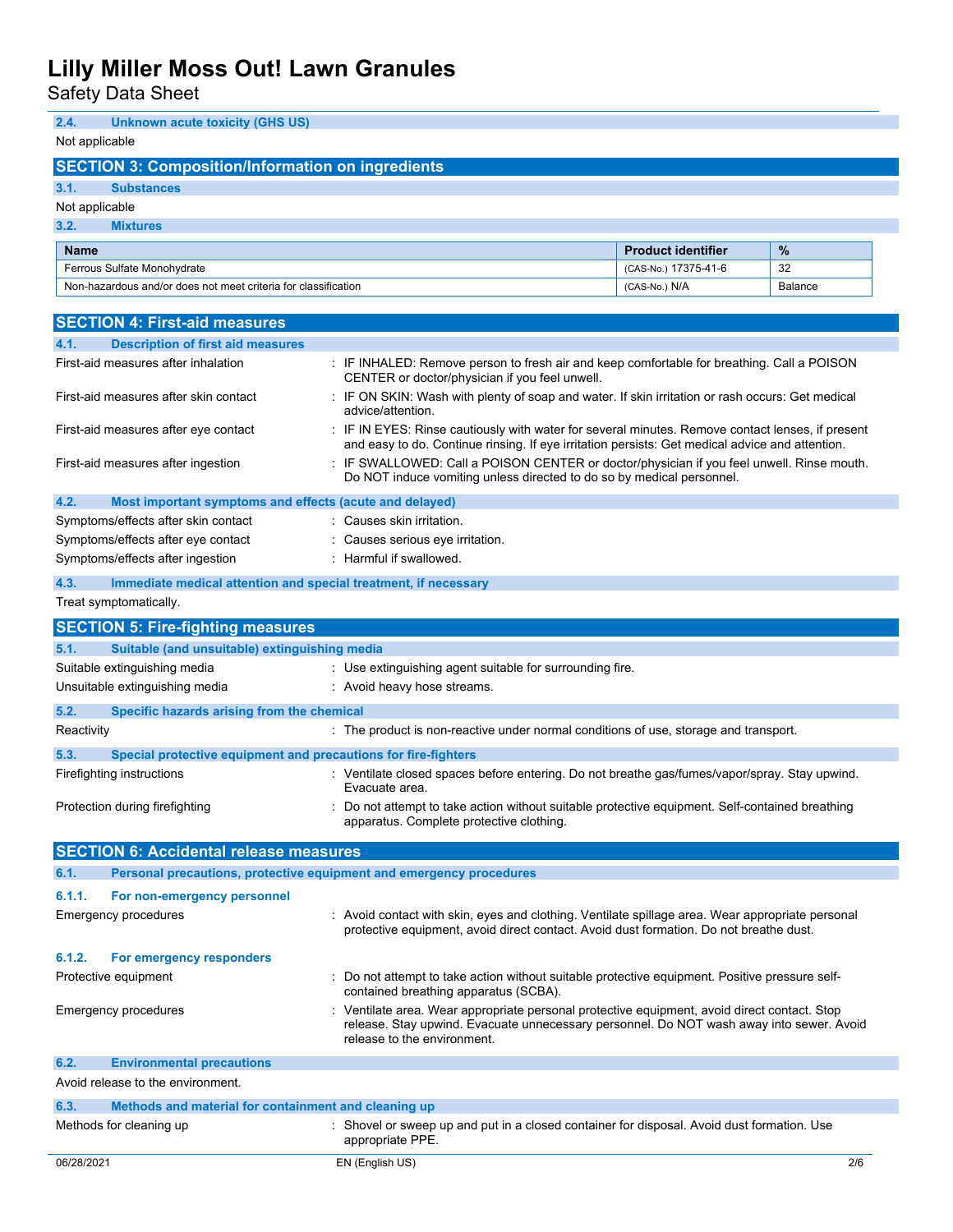### 2.4. Unknown acute toxicity (GHS US)

Not applicable

## SECTION 3: Composition/Information on ingredients

### 3.1. Substances

Not applicable

### 3.2. Mixtures

| Name | Product identifier | % |
|---|---|---|
| Ferrous Sulfate Monohydrate | (CAS-No.) 17375-41-6 | 32 |
| Non-hazardous and/or does not meet criteria for classification | (CAS-No.) N/A | Balance |

## SECTION 4: First-aid measures

### 4.1. Description of first aid measures

First-aid measures after inhalation : IF INHALED: Remove person to fresh air and keep comfortable for breathing. Call a POISON CENTER or doctor/physician if you feel unwell.

First-aid measures after skin contact : IF ON SKIN: Wash with plenty of soap and water. If skin irritation or rash occurs: Get medical advice/attention.

First-aid measures after eye contact : IF IN EYES: Rinse cautiously with water for several minutes. Remove contact lenses, if present and easy to do. Continue rinsing. If eye irritation persists: Get medical advice and attention.

First-aid measures after ingestion : IF SWALLOWED: Call a POISON CENTER or doctor/physician if you feel unwell. Rinse mouth. Do NOT induce vomiting unless directed to do so by medical personnel.

### 4.2. Most important symptoms and effects (acute and delayed)

Symptoms/effects after skin contact : Causes skin irritation.

Symptoms/effects after eye contact : Causes serious eye irritation.

Symptoms/effects after ingestion : Harmful if swallowed.

### 4.3. Immediate medical attention and special treatment, if necessary

Treat symptomatically.

## SECTION 5: Fire-fighting measures

### 5.1. Suitable (and unsuitable) extinguishing media

Suitable extinguishing media : Use extinguishing agent suitable for surrounding fire.

Unsuitable extinguishing media : Avoid heavy hose streams.

### 5.2. Specific hazards arising from the chemical

Reactivity : The product is non-reactive under normal conditions of use, storage and transport.

### 5.3. Special protective equipment and precautions for fire-fighters

Firefighting instructions : Ventilate closed spaces before entering. Do not breathe gas/fumes/vapor/spray. Stay upwind. Evacuate area.

Protection during firefighting : Do not attempt to take action without suitable protective equipment. Self-contained breathing apparatus. Complete protective clothing.

## SECTION 6: Accidental release measures

### 6.1. Personal precautions, protective equipment and emergency procedures

#### 6.1.1. For non-emergency personnel

Emergency procedures : Avoid contact with skin, eyes and clothing. Ventilate spillage area. Wear appropriate personal protective equipment, avoid direct contact. Avoid dust formation. Do not breathe dust.

#### 6.1.2. For emergency responders

Protective equipment : Do not attempt to take action without suitable protective equipment. Positive pressure self-contained breathing apparatus (SCBA).

Emergency procedures : Ventilate area. Wear appropriate personal protective equipment, avoid direct contact. Stop release. Stay upwind. Evacuate unnecessary personnel. Do NOT wash away into sewer. Avoid release to the environment.

### 6.2. Environmental precautions

Avoid release to the environment.

### 6.3. Methods and material for containment and cleaning up

Methods for cleaning up : Shovel or sweep up and put in a closed container for disposal. Avoid dust formation. Use appropriate PPE.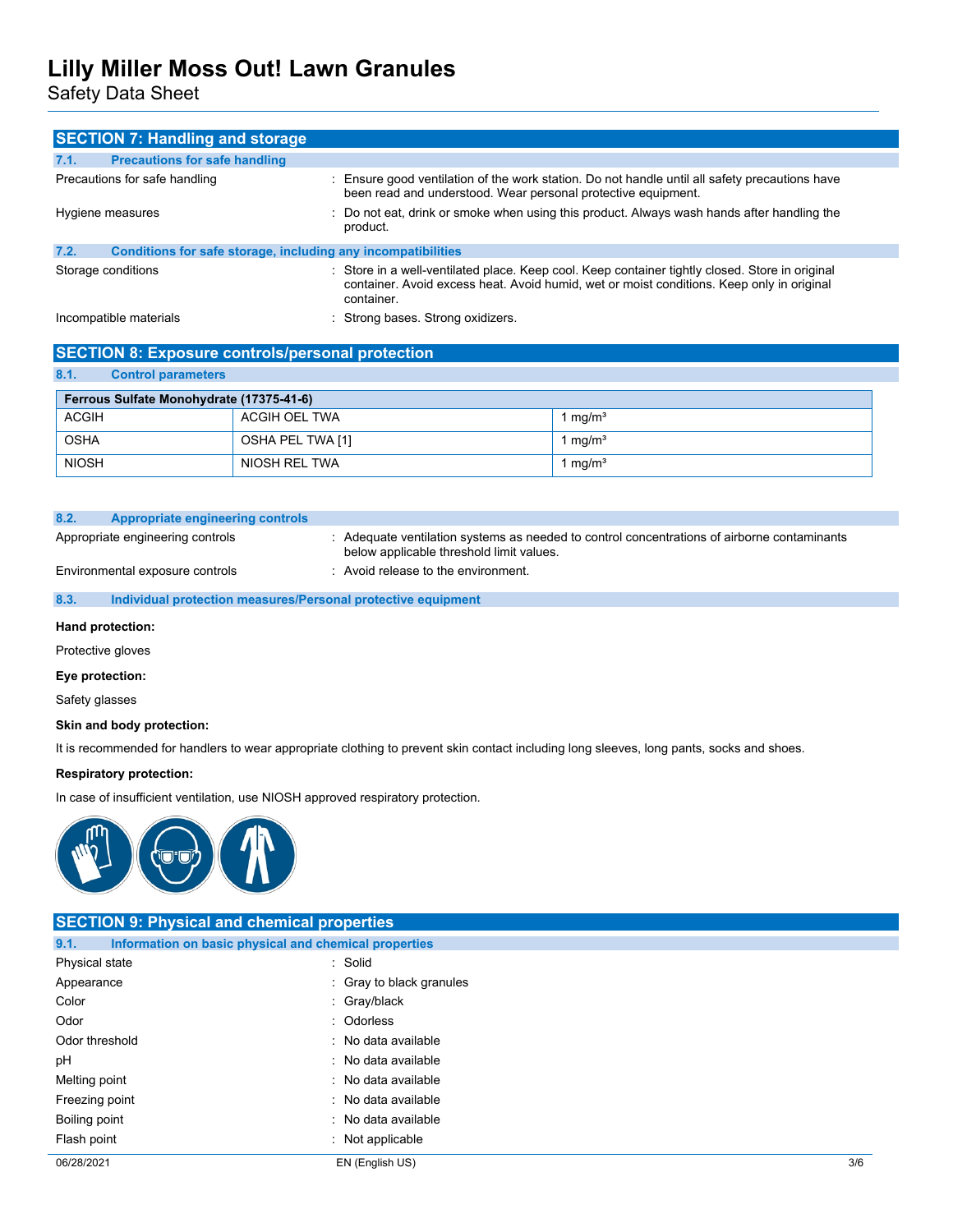## SECTION 7: Handling and storage

### 7.1. Precautions for safe handling

Precautions for safe handling : Ensure good ventilation of the work station. Do not handle until all safety precautions have been read and understood. Wear personal protective equipment.

Hygiene measures : Do not eat, drink or smoke when using this product. Always wash hands after handling the product.

### 7.2. Conditions for safe storage, including any incompatibilities

Storage conditions : Store in a well-ventilated place. Keep cool. Keep container tightly closed. Store in original container. Avoid excess heat. Avoid humid, wet or moist conditions. Keep only in original container.

Incompatible materials : Strong bases. Strong oxidizers.

## SECTION 8: Exposure controls/personal protection

### 8.1. Control parameters

| Ferrous Sulfate Monohydrate (17375-41-6) | | |
|---|---|---|
| ACGIH | ACGIH OEL TWA | 1 mg/m³ |
| OSHA | OSHA PEL TWA [1] | 1 mg/m³ |
| NIOSH | NIOSH REL TWA | 1 mg/m³ |

### 8.2. Appropriate engineering controls

Appropriate engineering controls : Adequate ventilation systems as needed to control concentrations of airborne contaminants below applicable threshold limit values.

Environmental exposure controls : Avoid release to the environment.

### 8.3. Individual protection measures/Personal protective equipment

**Hand protection:**

Protective gloves

**Eye protection:**

Safety glasses

**Skin and body protection:**

It is recommended for handlers to wear appropriate clothing to prevent skin contact including long sleeves, long pants, socks and shoes.

**Respiratory protection:**

In case of insufficient ventilation, use NIOSH approved respiratory protection.

## SECTION 9: Physical and chemical properties

### 9.1. Information on basic physical and chemical properties

Physical state : Solid

Appearance : Gray to black granules

Color : Gray/black

Odor : Odorless

Odor threshold : No data available

pH : No data available

Melting point : No data available

Freezing point : No data available

Boiling point : No data available

Flash point : Not applicable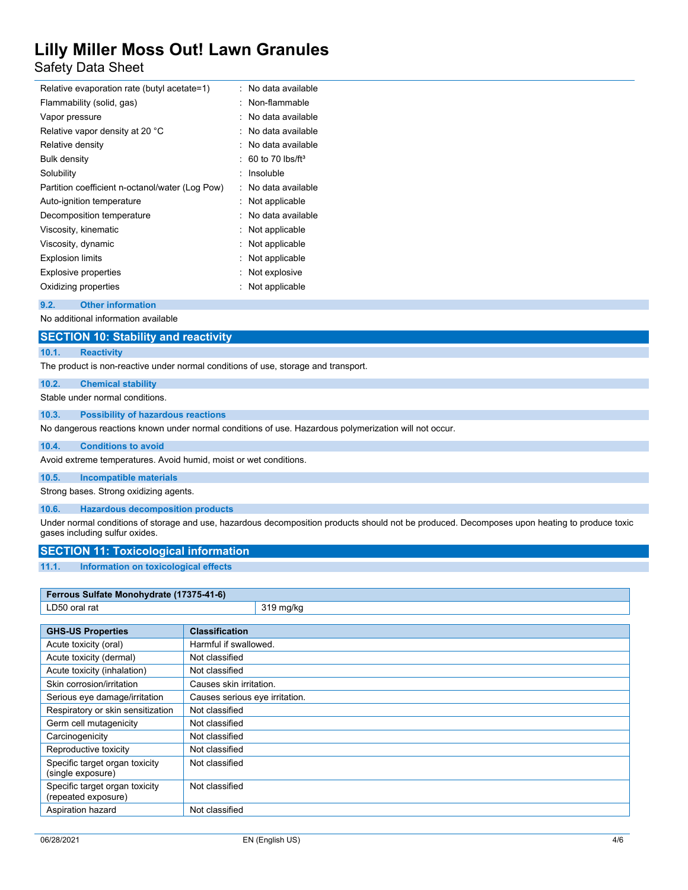| | |
|---|---|
| Relative evaporation rate (butyl acetate=1) | : No data available |
| Flammability (solid, gas) | : Non-flammable |
| Vapor pressure | : No data available |
| Relative vapor density at 20 °C | : No data available |
| Relative density | : No data available |
| Bulk density | : 60 to 70 lbs/ft³ |
| Solubility | : Insoluble |
| Partition coefficient n-octanol/water (Log Pow) | : No data available |
| Auto-ignition temperature | : Not applicable |
| Decomposition temperature | : No data available |
| Viscosity, kinematic | : Not applicable |
| Viscosity, dynamic | : Not applicable |
| Explosion limits | : Not applicable |
| Explosive properties | : Not explosive |
| Oxidizing properties | : Not applicable |

### 9.2. Other information

No additional information available

## SECTION 10: Stability and reactivity

### 10.1. Reactivity

The product is non-reactive under normal conditions of use, storage and transport.

### 10.2. Chemical stability

Stable under normal conditions.

### 10.3. Possibility of hazardous reactions

No dangerous reactions known under normal conditions of use. Hazardous polymerization will not occur.

### 10.4. Conditions to avoid

Avoid extreme temperatures. Avoid humid, moist or wet conditions.

### 10.5. Incompatible materials

Strong bases. Strong oxidizing agents.

### 10.6. Hazardous decomposition products

Under normal conditions of storage and use, hazardous decomposition products should not be produced. Decomposes upon heating to produce toxic gases including sulfur oxides.

## SECTION 11: Toxicological information

### 11.1. Information on toxicological effects

| Ferrous Sulfate Monohydrate (17375-41-6) | |
|---|---|
| LD50 oral rat | 319 mg/kg |

| GHS-US Properties | Classification |
|---|---|
| Acute toxicity (oral) | Harmful if swallowed. |
| Acute toxicity (dermal) | Not classified |
| Acute toxicity (inhalation) | Not classified |
| Skin corrosion/irritation | Causes skin irritation. |
| Serious eye damage/irritation | Causes serious eye irritation. |
| Respiratory or skin sensitization | Not classified |
| Germ cell mutagenicity | Not classified |
| Carcinogenicity | Not classified |
| Reproductive toxicity | Not classified |
| Specific target organ toxicity (single exposure) | Not classified |
| Specific target organ toxicity (repeated exposure) | Not classified |
| Aspiration hazard | Not classified |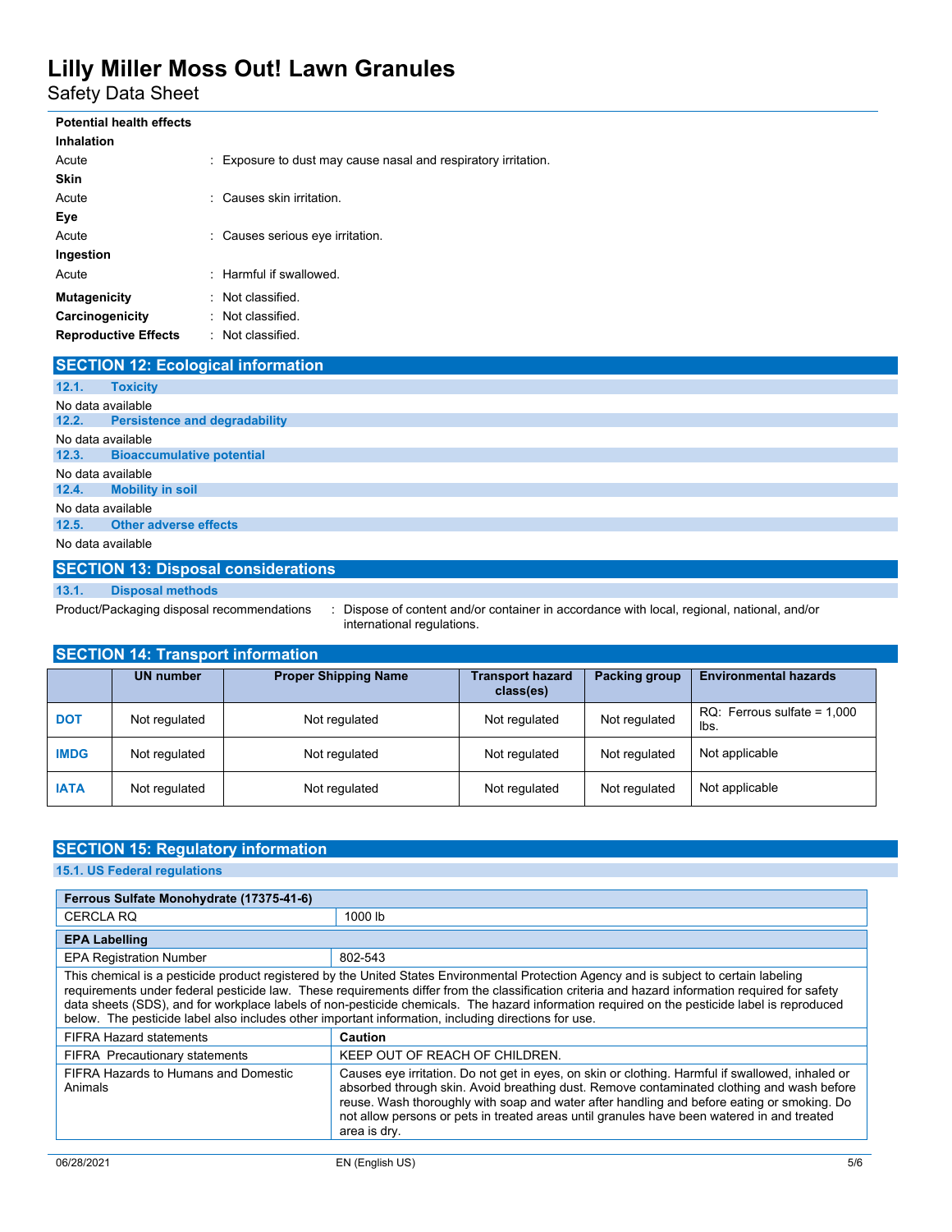**Potential health effects**

**Inhalation**

Acute : Exposure to dust may cause nasal and respiratory irritation.

**Skin**

Acute : Causes skin irritation.

**Eye**

Acute : Causes serious eye irritation.

**Ingestion**

Acute : Harmful if swallowed.

**Mutagenicity** : Not classified.

**Carcinogenicity** : Not classified.

**Reproductive Effects** : Not classified.

## SECTION 12: Ecological information

### 12.1. Toxicity

No data available

### 12.2. Persistence and degradability

No data available

### 12.3. Bioaccumulative potential

No data available

### 12.4. Mobility in soil

No data available

### 12.5. Other adverse effects

No data available

## SECTION 13: Disposal considerations

### 13.1. Disposal methods

Product/Packaging disposal recommendations : Dispose of content and/or container in accordance with local, regional, national, and/or international regulations.

## SECTION 14: Transport information

| | UN number | Proper Shipping Name | Transport hazard class(es) | Packing group | Environmental hazards |
|---|---|---|---|---|---|
| **DOT** | Not regulated | Not regulated | Not regulated | Not regulated | RQ: Ferrous sulfate = 1,000 lbs. |
| **IMDG** | Not regulated | Not regulated | Not regulated | Not regulated | Not applicable |
| **IATA** | Not regulated | Not regulated | Not regulated | Not regulated | Not applicable |

## SECTION 15: Regulatory information

### 15.1. US Federal regulations

| **Ferrous Sulfate Monohydrate (17375-41-6)** | |
|---|---|
| CERCLA RQ | 1000 lb |

| **EPA Labelling** | |
|---|---|
| EPA Registration Number | 802-543 |
| This chemical is a pesticide product registered by the United States Environmental Protection Agency and is subject to certain labeling requirements under federal pesticide law. These requirements differ from the classification criteria and hazard information required for safety data sheets (SDS), and for workplace labels of non-pesticide chemicals. The hazard information required on the pesticide label is reproduced below. The pesticide label also includes other important information, including directions for use. | |
| FIFRA Hazard statements | **Caution** |
| FIFRA Precautionary statements | KEEP OUT OF REACH OF CHILDREN. |
| FIFRA Hazards to Humans and Domestic Animals | Causes eye irritation. Do not get in eyes, on skin or clothing. Harmful if swallowed, inhaled or absorbed through skin. Avoid breathing dust. Remove contaminated clothing and wash before reuse. Wash thoroughly with soap and water after handling and before eating or smoking. Do not allow persons or pets in treated areas until granules have been watered in and treated area is dry. |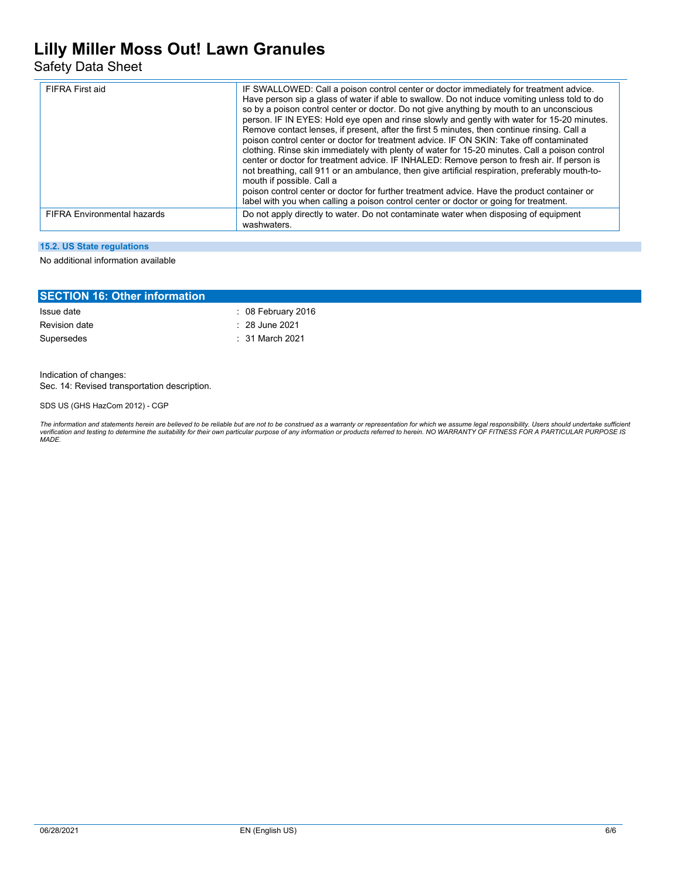| | |
|---|---|
| FIFRA First aid | IF SWALLOWED: Call a poison control center or doctor immediately for treatment advice. Have person sip a glass of water if able to swallow. Do not induce vomiting unless told to do so by a poison control center or doctor. Do not give anything by mouth to an unconscious person. IF IN EYES: Hold eye open and rinse slowly and gently with water for 15-20 minutes. Remove contact lenses, if present, after the first 5 minutes, then continue rinsing. Call a poison control center or doctor for treatment advice. IF ON SKIN: Take off contaminated clothing. Rinse skin immediately with plenty of water for 15-20 minutes. Call a poison control center or doctor for treatment advice. IF INHALED: Remove person to fresh air. If person is not breathing, call 911 or an ambulance, then give artificial respiration, preferably mouth-to-mouth if possible. Call a poison control center or doctor for further treatment advice. Have the product container or label with you when calling a poison control center or doctor or going for treatment. |
| FIFRA Environmental hazards | Do not apply directly to water. Do not contaminate water when disposing of equipment washwaters. |

### 15.2. US State regulations

No additional information available

## SECTION 16: Other information

| | |
|---|---|
| Issue date | : 08 February 2016 |
| Revision date | : 28 June 2021 |
| Supersedes | : 31 March 2021 |

Indication of changes:
Sec. 14: Revised transportation description.

SDS US (GHS HazCom 2012) - CGP

*The information and statements herein are believed to be reliable but are not to be construed as a warranty or representation for which we assume legal responsibility. Users should undertake sufficient verification and testing to determine the suitability for their own particular purpose of any information or products referred to herein. NO WARRANTY OF FITNESS FOR A PARTICULAR PURPOSE IS MADE.*